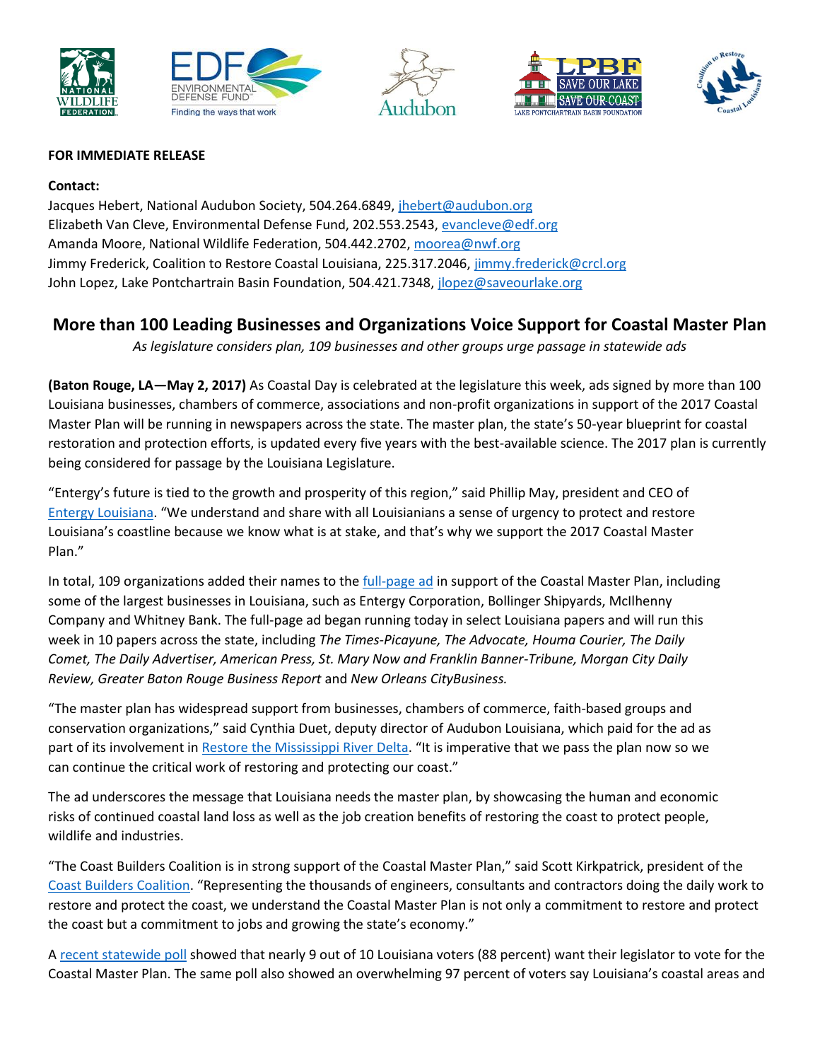**FOR IMMEDIATE RELEASE**

**Contact:**
Jacques Hebert, National Audubon Society, 504.264.6849, jhebert@audubon.org
Elizabeth Van Cleve, Environmental Defense Fund, 202.553.2543, evancleve@edf.org
Amanda Moore, National Wildlife Federation, 504.442.2702, moorea@nwf.org
Jimmy Frederick, Coalition to Restore Coastal Louisiana, 225.317.2046, jimmy.frederick@crcl.org
John Lopez, Lake Pontchartrain Basin Foundation, 504.421.7348, jlopez@saveourlake.org

## More than 100 Leading Businesses and Organizations Voice Support for Coastal Master Plan

*As legislature considers plan, 109 businesses and other groups urge passage in statewide ads*

**(Baton Rouge, LA—May 2, 2017)** As Coastal Day is celebrated at the legislature this week, ads signed by more than 100 Louisiana businesses, chambers of commerce, associations and non-profit organizations in support of the 2017 Coastal Master Plan will be running in newspapers across the state. The master plan, the state's 50-year blueprint for coastal restoration and protection efforts, is updated every five years with the best-available science. The 2017 plan is currently being considered for passage by the Louisiana Legislature.

"Entergy's future is tied to the growth and prosperity of this region," said Phillip May, president and CEO of Entergy Louisiana. "We understand and share with all Louisianians a sense of urgency to protect and restore Louisiana's coastline because we know what is at stake, and that's why we support the 2017 Coastal Master Plan."

In total, 109 organizations added their names to the full-page ad in support of the Coastal Master Plan, including some of the largest businesses in Louisiana, such as Entergy Corporation, Bollinger Shipyards, McIlhenny Company and Whitney Bank. The full-page ad began running today in select Louisiana papers and will run this week in 10 papers across the state, including *The Times-Picayune, The Advocate, Houma Courier, The Daily Comet, The Daily Advertiser, American Press, St. Mary Now and Franklin Banner-Tribune, Morgan City Daily Review, Greater Baton Rouge Business Report* and *New Orleans CityBusiness.*

"The master plan has widespread support from businesses, chambers of commerce, faith-based groups and conservation organizations," said Cynthia Duet, deputy director of Audubon Louisiana, which paid for the ad as part of its involvement in Restore the Mississippi River Delta. "It is imperative that we pass the plan now so we can continue the critical work of restoring and protecting our coast."

The ad underscores the message that Louisiana needs the master plan, by showcasing the human and economic risks of continued coastal land loss as well as the job creation benefits of restoring the coast to protect people, wildlife and industries.

"The Coast Builders Coalition is in strong support of the Coastal Master Plan," said Scott Kirkpatrick, president of the Coast Builders Coalition. "Representing the thousands of engineers, consultants and contractors doing the daily work to restore and protect the coast, we understand the Coastal Master Plan is not only a commitment to restore and protect the coast but a commitment to jobs and growing the state's economy."

A recent statewide poll showed that nearly 9 out of 10 Louisiana voters (88 percent) want their legislator to vote for the Coastal Master Plan. The same poll also showed an overwhelming 97 percent of voters say Louisiana's coastal areas and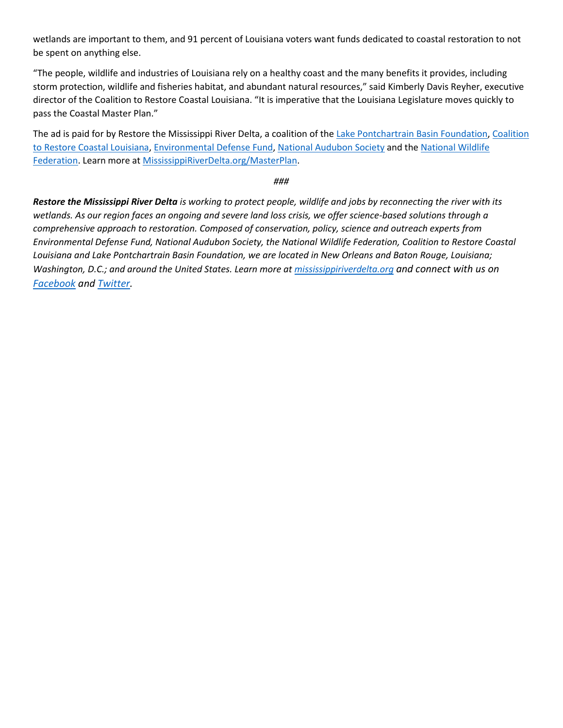wetlands are important to them, and 91 percent of Louisiana voters want funds dedicated to coastal restoration to not be spent on anything else.

"The people, wildlife and industries of Louisiana rely on a healthy coast and the many benefits it provides, including storm protection, wildlife and fisheries habitat, and abundant natural resources," said Kimberly Davis Reyher, executive director of the Coalition to Restore Coastal Louisiana. "It is imperative that the Louisiana Legislature moves quickly to pass the Coastal Master Plan."

The ad is paid for by Restore the Mississippi River Delta, a coalition of the Lake Pontchartrain Basin Foundation, Coalition to Restore Coastal Louisiana, Environmental Defense Fund, National Audubon Society and the National Wildlife Federation. Learn more at MississippiRiverDelta.org/MasterPlan.

###

***Restore the Mississippi River Delta*** *is working to protect people, wildlife and jobs by reconnecting the river with its wetlands. As our region faces an ongoing and severe land loss crisis, we offer science-based solutions through a comprehensive approach to restoration. Composed of conservation, policy, science and outreach experts from Environmental Defense Fund, National Audubon Society, the National Wildlife Federation, Coalition to Restore Coastal Louisiana and Lake Pontchartrain Basin Foundation, we are located in New Orleans and Baton Rouge, Louisiana; Washington, D.C.; and around the United States. Learn more at mississippiriverdelta.org and connect with us on Facebook and Twitter.*